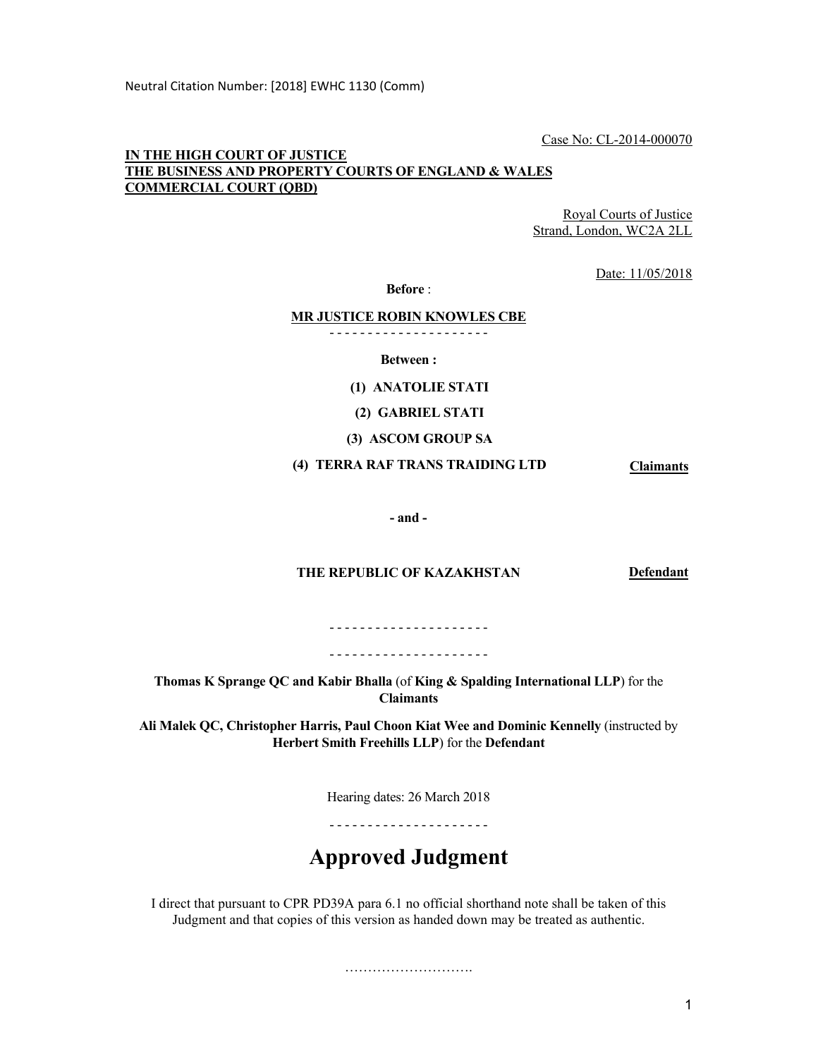Neutral Citation Number: [2018] EWHC 1130 (Comm)

Case No: CL-2014-000070

**IN THE HIGH COURT OF JUSTICE**
**THE BUSINESS AND PROPERTY COURTS OF ENGLAND & WALES**
**COMMERCIAL COURT (QBD)**

Royal Courts of Justice
Strand, London, WC2A 2LL

Date: 11/05/2018

**Before** :

**MR JUSTICE ROBIN KNOWLES CBE**

- - - - - - - - - - - - - - - - - - - - -

**Between :**

**(1) ANATOLIE STATI**

**(2) GABRIEL STATI**

**(3) ASCOM GROUP SA**

**(4) TERRA RAF TRANS TRAIDING LTD** **Claimants**

**- and -**

**THE REPUBLIC OF KAZAKHSTAN** **Defendant**

- - - - - - - - - - - - - - - - - - - - -

- - - - - - - - - - - - - - - - - - - - -

**Thomas K Sprange QC and Kabir Bhalla** (of **King & Spalding International LLP**) for the **Claimants**

**Ali Malek QC, Christopher Harris, Paul Choon Kiat Wee and Dominic Kennelly** (instructed by **Herbert Smith Freehills LLP**) for the **Defendant**

Hearing dates: 26 March 2018

- - - - - - - - - - - - - - - - - - - - -

# Approved Judgment

I direct that pursuant to CPR PD39A para 6.1 no official shorthand note shall be taken of this Judgment and that copies of this version as handed down may be treated as authentic.

……………………….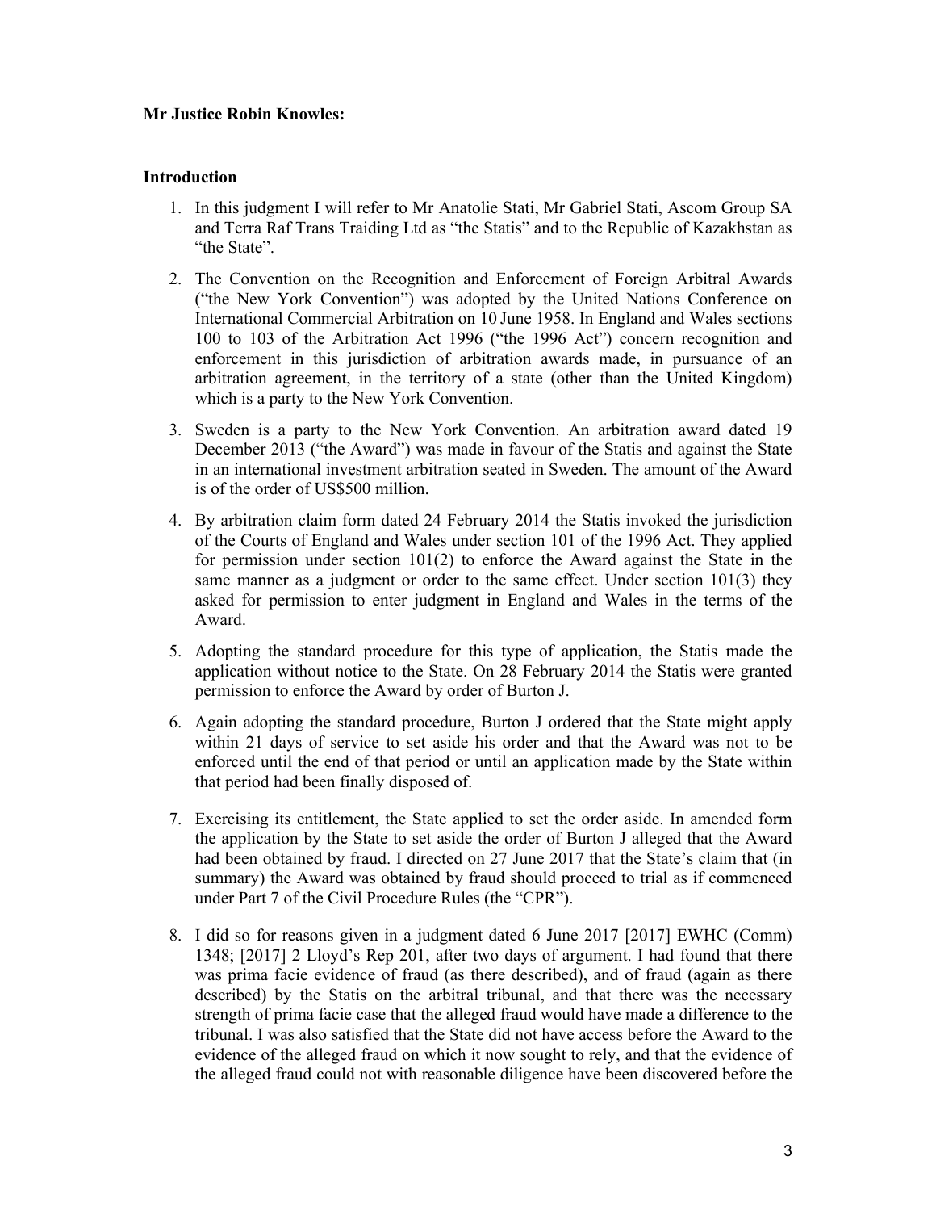**Mr Justice Robin Knowles:**

**Introduction**

1. In this judgment I will refer to Mr Anatolie Stati, Mr Gabriel Stati, Ascom Group SA and Terra Raf Trans Traiding Ltd as "the Statis" and to the Republic of Kazakhstan as "the State".

2. The Convention on the Recognition and Enforcement of Foreign Arbitral Awards ("the New York Convention") was adopted by the United Nations Conference on International Commercial Arbitration on 10 June 1958. In England and Wales sections 100 to 103 of the Arbitration Act 1996 ("the 1996 Act") concern recognition and enforcement in this jurisdiction of arbitration awards made, in pursuance of an arbitration agreement, in the territory of a state (other than the United Kingdom) which is a party to the New York Convention.

3. Sweden is a party to the New York Convention. An arbitration award dated 19 December 2013 ("the Award") was made in favour of the Statis and against the State in an international investment arbitration seated in Sweden. The amount of the Award is of the order of US$500 million.

4. By arbitration claim form dated 24 February 2014 the Statis invoked the jurisdiction of the Courts of England and Wales under section 101 of the 1996 Act. They applied for permission under section 101(2) to enforce the Award against the State in the same manner as a judgment or order to the same effect. Under section 101(3) they asked for permission to enter judgment in England and Wales in the terms of the Award.

5. Adopting the standard procedure for this type of application, the Statis made the application without notice to the State. On 28 February 2014 the Statis were granted permission to enforce the Award by order of Burton J.

6. Again adopting the standard procedure, Burton J ordered that the State might apply within 21 days of service to set aside his order and that the Award was not to be enforced until the end of that period or until an application made by the State within that period had been finally disposed of.

7. Exercising its entitlement, the State applied to set the order aside. In amended form the application by the State to set aside the order of Burton J alleged that the Award had been obtained by fraud. I directed on 27 June 2017 that the State's claim that (in summary) the Award was obtained by fraud should proceed to trial as if commenced under Part 7 of the Civil Procedure Rules (the "CPR").

8. I did so for reasons given in a judgment dated 6 June 2017 [2017] EWHC (Comm) 1348; [2017] 2 Lloyd's Rep 201, after two days of argument. I had found that there was prima facie evidence of fraud (as there described), and of fraud (again as there described) by the Statis on the arbitral tribunal, and that there was the necessary strength of prima facie case that the alleged fraud would have made a difference to the tribunal. I was also satisfied that the State did not have access before the Award to the evidence of the alleged fraud on which it now sought to rely, and that the evidence of the alleged fraud could not with reasonable diligence have been discovered before the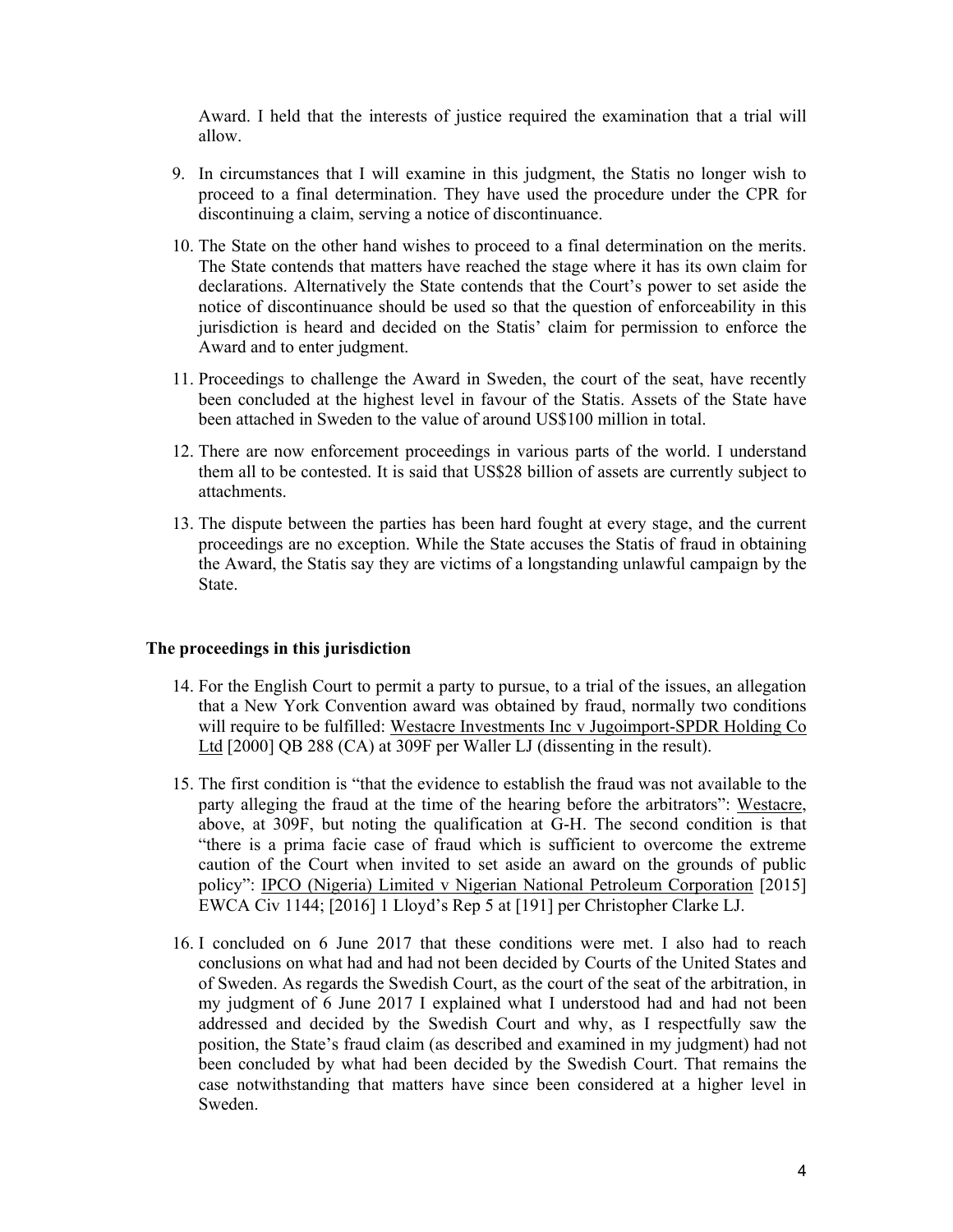Award. I held that the interests of justice required the examination that a trial will allow.

9. In circumstances that I will examine in this judgment, the Statis no longer wish to proceed to a final determination. They have used the procedure under the CPR for discontinuing a claim, serving a notice of discontinuance.

10. The State on the other hand wishes to proceed to a final determination on the merits. The State contends that matters have reached the stage where it has its own claim for declarations. Alternatively the State contends that the Court's power to set aside the notice of discontinuance should be used so that the question of enforceability in this jurisdiction is heard and decided on the Statis' claim for permission to enforce the Award and to enter judgment.

11. Proceedings to challenge the Award in Sweden, the court of the seat, have recently been concluded at the highest level in favour of the Statis. Assets of the State have been attached in Sweden to the value of around US$100 million in total.

12. There are now enforcement proceedings in various parts of the world. I understand them all to be contested. It is said that US$28 billion of assets are currently subject to attachments.

13. The dispute between the parties has been hard fought at every stage, and the current proceedings are no exception. While the State accuses the Statis of fraud in obtaining the Award, the Statis say they are victims of a longstanding unlawful campaign by the State.

## The proceedings in this jurisdiction

14. For the English Court to permit a party to pursue, to a trial of the issues, an allegation that a New York Convention award was obtained by fraud, normally two conditions will require to be fulfilled: Westacre Investments Inc v Jugoimport-SPDR Holding Co Ltd [2000] QB 288 (CA) at 309F per Waller LJ (dissenting in the result).

15. The first condition is "that the evidence to establish the fraud was not available to the party alleging the fraud at the time of the hearing before the arbitrators": Westacre, above, at 309F, but noting the qualification at G-H. The second condition is that "there is a prima facie case of fraud which is sufficient to overcome the extreme caution of the Court when invited to set aside an award on the grounds of public policy": IPCO (Nigeria) Limited v Nigerian National Petroleum Corporation [2015] EWCA Civ 1144; [2016] 1 Lloyd's Rep 5 at [191] per Christopher Clarke LJ.

16. I concluded on 6 June 2017 that these conditions were met. I also had to reach conclusions on what had and had not been decided by Courts of the United States and of Sweden. As regards the Swedish Court, as the court of the seat of the arbitration, in my judgment of 6 June 2017 I explained what I understood had and had not been addressed and decided by the Swedish Court and why, as I respectfully saw the position, the State's fraud claim (as described and examined in my judgment) had not been concluded by what had been decided by the Swedish Court. That remains the case notwithstanding that matters have since been considered at a higher level in Sweden.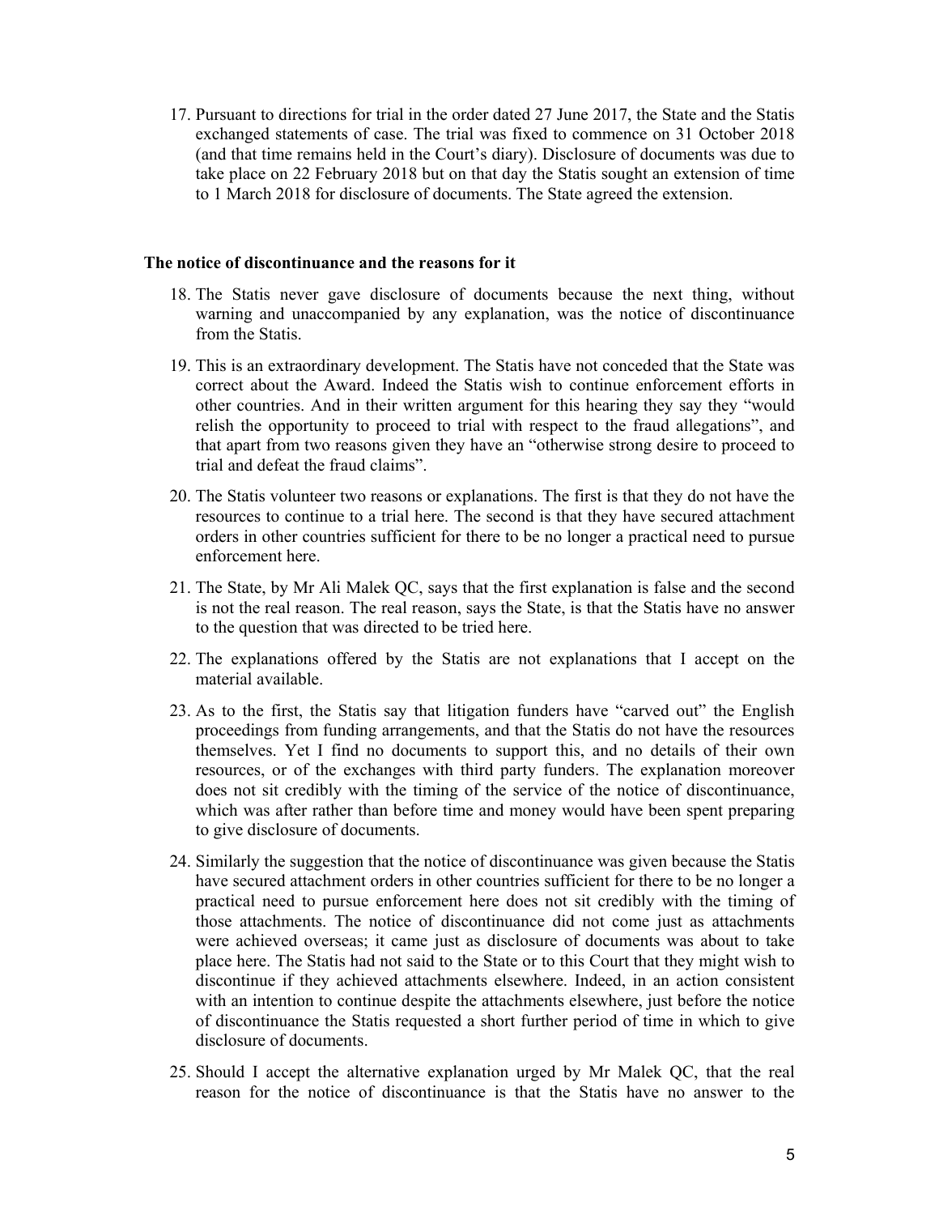17. Pursuant to directions for trial in the order dated 27 June 2017, the State and the Statis exchanged statements of case. The trial was fixed to commence on 31 October 2018 (and that time remains held in the Court's diary). Disclosure of documents was due to take place on 22 February 2018 but on that day the Statis sought an extension of time to 1 March 2018 for disclosure of documents. The State agreed the extension.

### The notice of discontinuance and the reasons for it

18. The Statis never gave disclosure of documents because the next thing, without warning and unaccompanied by any explanation, was the notice of discontinuance from the Statis.

19. This is an extraordinary development. The Statis have not conceded that the State was correct about the Award. Indeed the Statis wish to continue enforcement efforts in other countries. And in their written argument for this hearing they say they "would relish the opportunity to proceed to trial with respect to the fraud allegations", and that apart from two reasons given they have an "otherwise strong desire to proceed to trial and defeat the fraud claims".

20. The Statis volunteer two reasons or explanations. The first is that they do not have the resources to continue to a trial here. The second is that they have secured attachment orders in other countries sufficient for there to be no longer a practical need to pursue enforcement here.

21. The State, by Mr Ali Malek QC, says that the first explanation is false and the second is not the real reason. The real reason, says the State, is that the Statis have no answer to the question that was directed to be tried here.

22. The explanations offered by the Statis are not explanations that I accept on the material available.

23. As to the first, the Statis say that litigation funders have "carved out" the English proceedings from funding arrangements, and that the Statis do not have the resources themselves. Yet I find no documents to support this, and no details of their own resources, or of the exchanges with third party funders. The explanation moreover does not sit credibly with the timing of the service of the notice of discontinuance, which was after rather than before time and money would have been spent preparing to give disclosure of documents.

24. Similarly the suggestion that the notice of discontinuance was given because the Statis have secured attachment orders in other countries sufficient for there to be no longer a practical need to pursue enforcement here does not sit credibly with the timing of those attachments. The notice of discontinuance did not come just as attachments were achieved overseas; it came just as disclosure of documents was about to take place here. The Statis had not said to the State or to this Court that they might wish to discontinue if they achieved attachments elsewhere. Indeed, in an action consistent with an intention to continue despite the attachments elsewhere, just before the notice of discontinuance the Statis requested a short further period of time in which to give disclosure of documents.

25. Should I accept the alternative explanation urged by Mr Malek QC, that the real reason for the notice of discontinuance is that the Statis have no answer to the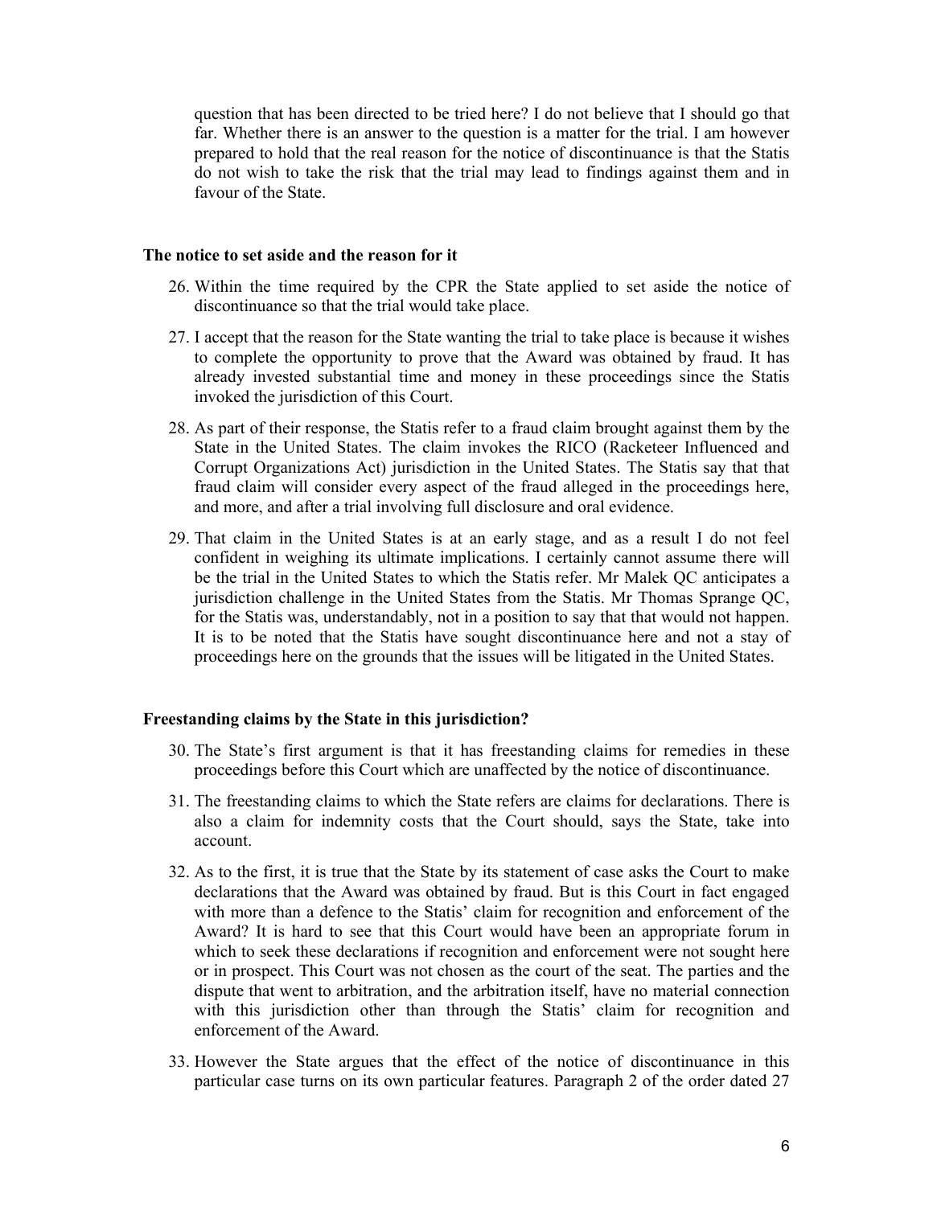question that has been directed to be tried here? I do not believe that I should go that far. Whether there is an answer to the question is a matter for the trial. I am however prepared to hold that the real reason for the notice of discontinuance is that the Statis do not wish to take the risk that the trial may lead to findings against them and in favour of the State.

**The notice to set aside and the reason for it**

26. Within the time required by the CPR the State applied to set aside the notice of discontinuance so that the trial would take place.

27. I accept that the reason for the State wanting the trial to take place is because it wishes to complete the opportunity to prove that the Award was obtained by fraud. It has already invested substantial time and money in these proceedings since the Statis invoked the jurisdiction of this Court.

28. As part of their response, the Statis refer to a fraud claim brought against them by the State in the United States. The claim invokes the RICO (Racketeer Influenced and Corrupt Organizations Act) jurisdiction in the United States. The Statis say that that fraud claim will consider every aspect of the fraud alleged in the proceedings here, and more, and after a trial involving full disclosure and oral evidence.

29. That claim in the United States is at an early stage, and as a result I do not feel confident in weighing its ultimate implications. I certainly cannot assume there will be the trial in the United States to which the Statis refer. Mr Malek QC anticipates a jurisdiction challenge in the United States from the Statis. Mr Thomas Sprange QC, for the Statis was, understandably, not in a position to say that that would not happen. It is to be noted that the Statis have sought discontinuance here and not a stay of proceedings here on the grounds that the issues will be litigated in the United States.

**Freestanding claims by the State in this jurisdiction?**

30. The State's first argument is that it has freestanding claims for remedies in these proceedings before this Court which are unaffected by the notice of discontinuance.

31. The freestanding claims to which the State refers are claims for declarations. There is also a claim for indemnity costs that the Court should, says the State, take into account.

32. As to the first, it is true that the State by its statement of case asks the Court to make declarations that the Award was obtained by fraud. But is this Court in fact engaged with more than a defence to the Statis' claim for recognition and enforcement of the Award? It is hard to see that this Court would have been an appropriate forum in which to seek these declarations if recognition and enforcement were not sought here or in prospect. This Court was not chosen as the court of the seat. The parties and the dispute that went to arbitration, and the arbitration itself, have no material connection with this jurisdiction other than through the Statis' claim for recognition and enforcement of the Award.

33. However the State argues that the effect of the notice of discontinuance in this particular case turns on its own particular features. Paragraph 2 of the order dated 27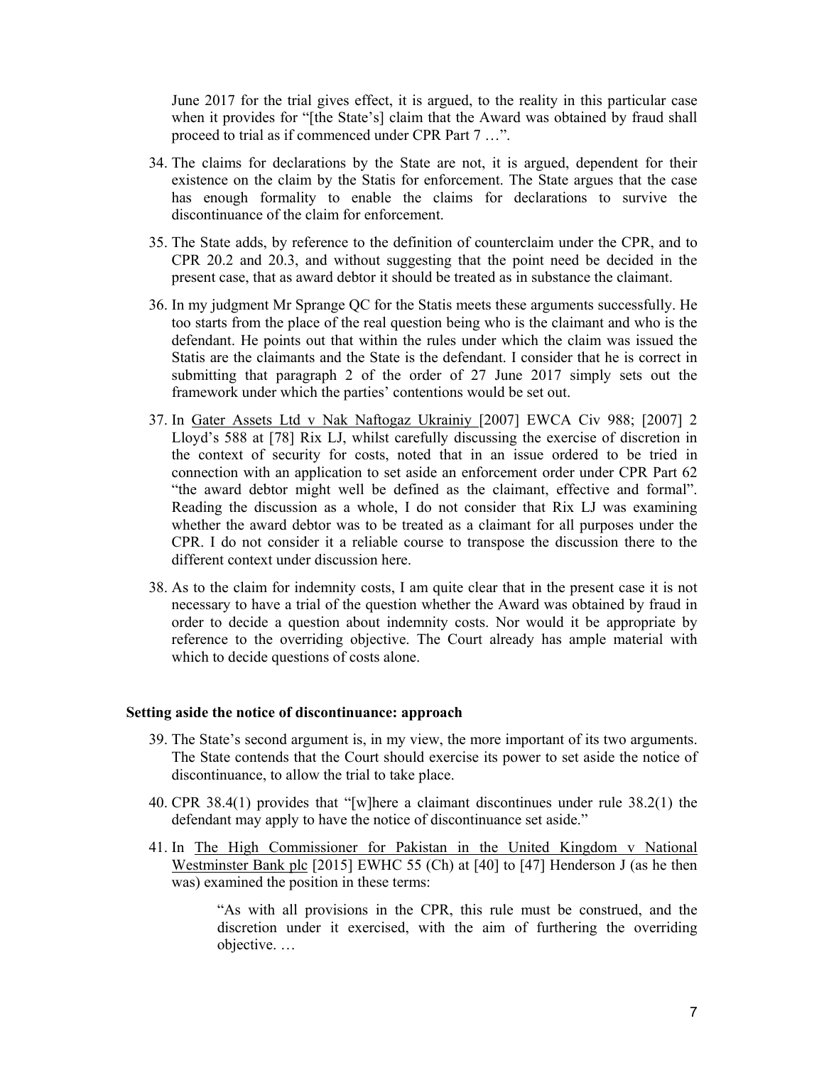June 2017 for the trial gives effect, it is argued, to the reality in this particular case when it provides for "[the State's] claim that the Award was obtained by fraud shall proceed to trial as if commenced under CPR Part 7 …".

34. The claims for declarations by the State are not, it is argued, dependent for their existence on the claim by the Statis for enforcement. The State argues that the case has enough formality to enable the claims for declarations to survive the discontinuance of the claim for enforcement.

35. The State adds, by reference to the definition of counterclaim under the CPR, and to CPR 20.2 and 20.3, and without suggesting that the point need be decided in the present case, that as award debtor it should be treated as in substance the claimant.

36. In my judgment Mr Sprange QC for the Statis meets these arguments successfully. He too starts from the place of the real question being who is the claimant and who is the defendant. He points out that within the rules under which the claim was issued the Statis are the claimants and the State is the defendant. I consider that he is correct in submitting that paragraph 2 of the order of 27 June 2017 simply sets out the framework under which the parties' contentions would be set out.

37. In Gater Assets Ltd v Nak Naftogaz Ukrainiy [2007] EWCA Civ 988; [2007] 2 Lloyd's 588 at [78] Rix LJ, whilst carefully discussing the exercise of discretion in the context of security for costs, noted that in an issue ordered to be tried in connection with an application to set aside an enforcement order under CPR Part 62 "the award debtor might well be defined as the claimant, effective and formal". Reading the discussion as a whole, I do not consider that Rix LJ was examining whether the award debtor was to be treated as a claimant for all purposes under the CPR. I do not consider it a reliable course to transpose the discussion there to the different context under discussion here.

38. As to the claim for indemnity costs, I am quite clear that in the present case it is not necessary to have a trial of the question whether the Award was obtained by fraud in order to decide a question about indemnity costs. Nor would it be appropriate by reference to the overriding objective. The Court already has ample material with which to decide questions of costs alone.

### Setting aside the notice of discontinuance: approach

39. The State's second argument is, in my view, the more important of its two arguments. The State contends that the Court should exercise its power to set aside the notice of discontinuance, to allow the trial to take place.

40. CPR 38.4(1) provides that "[w]here a claimant discontinues under rule 38.2(1) the defendant may apply to have the notice of discontinuance set aside."

41. In The High Commissioner for Pakistan in the United Kingdom v National Westminster Bank plc [2015] EWHC 55 (Ch) at [40] to [47] Henderson J (as he then was) examined the position in these terms:

> "As with all provisions in the CPR, this rule must be construed, and the discretion under it exercised, with the aim of furthering the overriding objective. …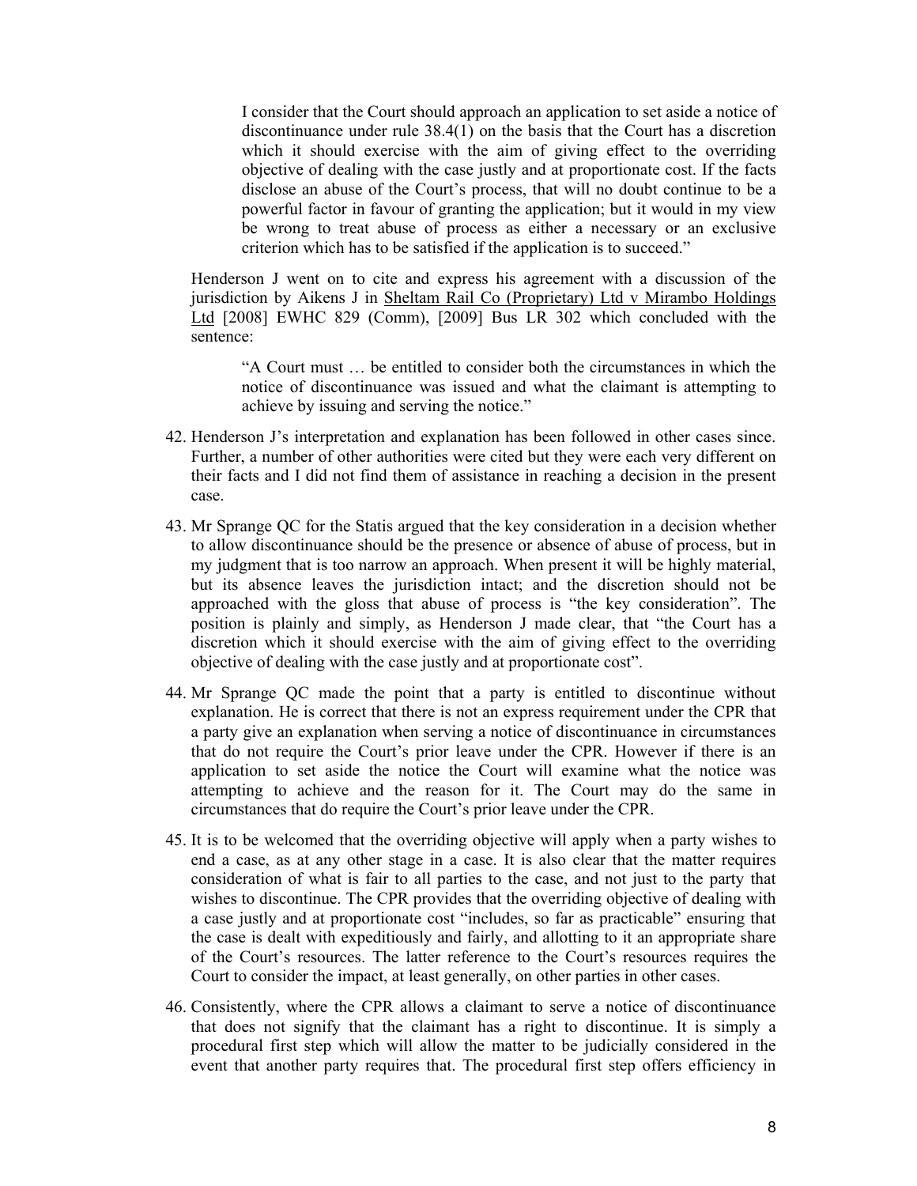> I consider that the Court should approach an application to set aside a notice of discontinuance under rule 38.4(1) on the basis that the Court has a discretion which it should exercise with the aim of giving effect to the overriding objective of dealing with the case justly and at proportionate cost. If the facts disclose an abuse of the Court's process, that will no doubt continue to be a powerful factor in favour of granting the application; but it would in my view be wrong to treat abuse of process as either a necessary or an exclusive criterion which has to be satisfied if the application is to succeed."

Henderson J went on to cite and express his agreement with a discussion of the jurisdiction by Aikens J in Sheltam Rail Co (Proprietary) Ltd v Mirambo Holdings Ltd [2008] EWHC 829 (Comm), [2009] Bus LR 302 which concluded with the sentence:

> "A Court must … be entitled to consider both the circumstances in which the notice of discontinuance was issued and what the claimant is attempting to achieve by issuing and serving the notice."

42. Henderson J's interpretation and explanation has been followed in other cases since. Further, a number of other authorities were cited but they were each very different on their facts and I did not find them of assistance in reaching a decision in the present case.

43. Mr Sprange QC for the Statis argued that the key consideration in a decision whether to allow discontinuance should be the presence or absence of abuse of process, but in my judgment that is too narrow an approach. When present it will be highly material, but its absence leaves the jurisdiction intact; and the discretion should not be approached with the gloss that abuse of process is "the key consideration". The position is plainly and simply, as Henderson J made clear, that "the Court has a discretion which it should exercise with the aim of giving effect to the overriding objective of dealing with the case justly and at proportionate cost".

44. Mr Sprange QC made the point that a party is entitled to discontinue without explanation. He is correct that there is not an express requirement under the CPR that a party give an explanation when serving a notice of discontinuance in circumstances that do not require the Court's prior leave under the CPR. However if there is an application to set aside the notice the Court will examine what the notice was attempting to achieve and the reason for it. The Court may do the same in circumstances that do require the Court's prior leave under the CPR.

45. It is to be welcomed that the overriding objective will apply when a party wishes to end a case, as at any other stage in a case. It is also clear that the matter requires consideration of what is fair to all parties to the case, and not just to the party that wishes to discontinue. The CPR provides that the overriding objective of dealing with a case justly and at proportionate cost "includes, so far as practicable" ensuring that the case is dealt with expeditiously and fairly, and allotting to it an appropriate share of the Court's resources. The latter reference to the Court's resources requires the Court to consider the impact, at least generally, on other parties in other cases.

46. Consistently, where the CPR allows a claimant to serve a notice of discontinuance that does not signify that the claimant has a right to discontinue. It is simply a procedural first step which will allow the matter to be judicially considered in the event that another party requires that. The procedural first step offers efficiency in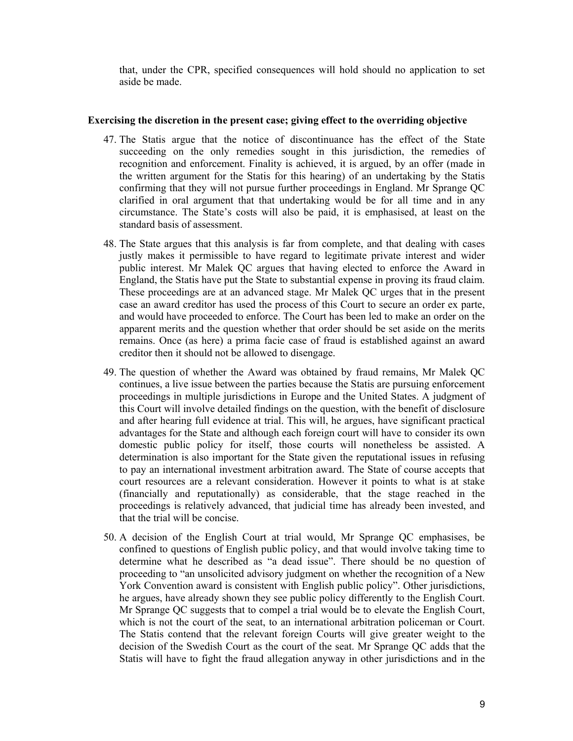that, under the CPR, specified consequences will hold should no application to set aside be made.

### Exercising the discretion in the present case; giving effect to the overriding objective

47. The Statis argue that the notice of discontinuance has the effect of the State succeeding on the only remedies sought in this jurisdiction, the remedies of recognition and enforcement. Finality is achieved, it is argued, by an offer (made in the written argument for the Statis for this hearing) of an undertaking by the Statis confirming that they will not pursue further proceedings in England. Mr Sprange QC clarified in oral argument that that undertaking would be for all time and in any circumstance. The State's costs will also be paid, it is emphasised, at least on the standard basis of assessment.

48. The State argues that this analysis is far from complete, and that dealing with cases justly makes it permissible to have regard to legitimate private interest and wider public interest. Mr Malek QC argues that having elected to enforce the Award in England, the Statis have put the State to substantial expense in proving its fraud claim. These proceedings are at an advanced stage. Mr Malek QC urges that in the present case an award creditor has used the process of this Court to secure an order ex parte, and would have proceeded to enforce. The Court has been led to make an order on the apparent merits and the question whether that order should be set aside on the merits remains. Once (as here) a prima facie case of fraud is established against an award creditor then it should not be allowed to disengage.

49. The question of whether the Award was obtained by fraud remains, Mr Malek QC continues, a live issue between the parties because the Statis are pursuing enforcement proceedings in multiple jurisdictions in Europe and the United States. A judgment of this Court will involve detailed findings on the question, with the benefit of disclosure and after hearing full evidence at trial. This will, he argues, have significant practical advantages for the State and although each foreign court will have to consider its own domestic public policy for itself, those courts will nonetheless be assisted. A determination is also important for the State given the reputational issues in refusing to pay an international investment arbitration award. The State of course accepts that court resources are a relevant consideration. However it points to what is at stake (financially and reputationally) as considerable, that the stage reached in the proceedings is relatively advanced, that judicial time has already been invested, and that the trial will be concise.

50. A decision of the English Court at trial would, Mr Sprange QC emphasises, be confined to questions of English public policy, and that would involve taking time to determine what he described as "a dead issue". There should be no question of proceeding to "an unsolicited advisory judgment on whether the recognition of a New York Convention award is consistent with English public policy". Other jurisdictions, he argues, have already shown they see public policy differently to the English Court. Mr Sprange QC suggests that to compel a trial would be to elevate the English Court, which is not the court of the seat, to an international arbitration policeman or Court. The Statis contend that the relevant foreign Courts will give greater weight to the decision of the Swedish Court as the court of the seat. Mr Sprange QC adds that the Statis will have to fight the fraud allegation anyway in other jurisdictions and in the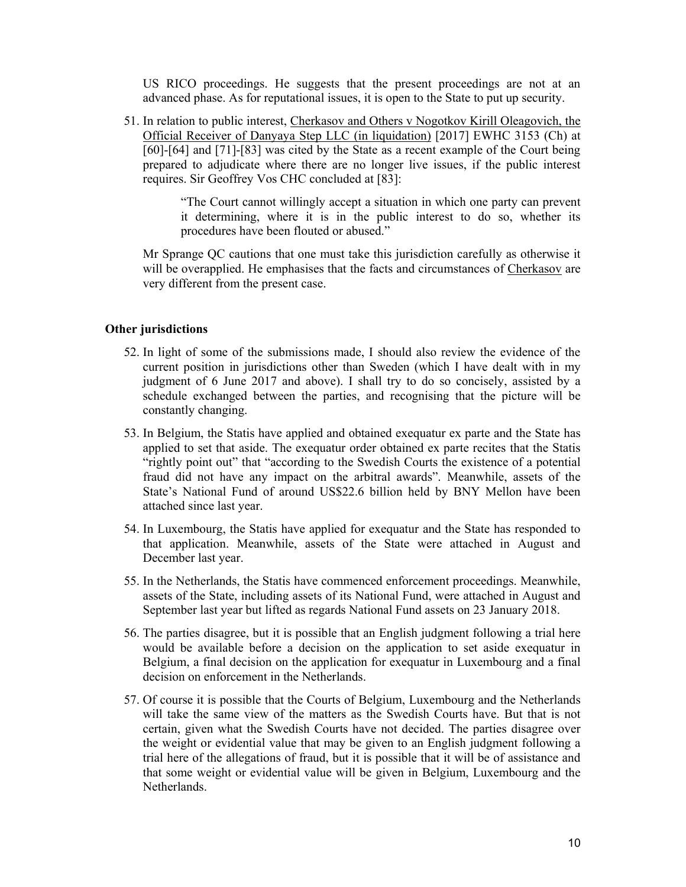US RICO proceedings. He suggests that the present proceedings are not at an advanced phase. As for reputational issues, it is open to the State to put up security.

51. In relation to public interest, Cherkasov and Others v Nogotkov Kirill Oleagovich, the Official Receiver of Danyaya Step LLC (in liquidation) [2017] EWHC 3153 (Ch) at [60]-[64] and [71]-[83] was cited by the State as a recent example of the Court being prepared to adjudicate where there are no longer live issues, if the public interest requires. Sir Geoffrey Vos CHC concluded at [83]:

> "The Court cannot willingly accept a situation in which one party can prevent it determining, where it is in the public interest to do so, whether its procedures have been flouted or abused."

Mr Sprange QC cautions that one must take this jurisdiction carefully as otherwise it will be overapplied. He emphasises that the facts and circumstances of Cherkasov are very different from the present case.

**Other jurisdictions**

52. In light of some of the submissions made, I should also review the evidence of the current position in jurisdictions other than Sweden (which I have dealt with in my judgment of 6 June 2017 and above). I shall try to do so concisely, assisted by a schedule exchanged between the parties, and recognising that the picture will be constantly changing.

53. In Belgium, the Statis have applied and obtained exequatur ex parte and the State has applied to set that aside. The exequatur order obtained ex parte recites that the Statis "rightly point out" that "according to the Swedish Courts the existence of a potential fraud did not have any impact on the arbitral awards". Meanwhile, assets of the State's National Fund of around US$22.6 billion held by BNY Mellon have been attached since last year.

54. In Luxembourg, the Statis have applied for exequatur and the State has responded to that application. Meanwhile, assets of the State were attached in August and December last year.

55. In the Netherlands, the Statis have commenced enforcement proceedings. Meanwhile, assets of the State, including assets of its National Fund, were attached in August and September last year but lifted as regards National Fund assets on 23 January 2018.

56. The parties disagree, but it is possible that an English judgment following a trial here would be available before a decision on the application to set aside exequatur in Belgium, a final decision on the application for exequatur in Luxembourg and a final decision on enforcement in the Netherlands.

57. Of course it is possible that the Courts of Belgium, Luxembourg and the Netherlands will take the same view of the matters as the Swedish Courts have. But that is not certain, given what the Swedish Courts have not decided. The parties disagree over the weight or evidential value that may be given to an English judgment following a trial here of the allegations of fraud, but it is possible that it will be of assistance and that some weight or evidential value will be given in Belgium, Luxembourg and the Netherlands.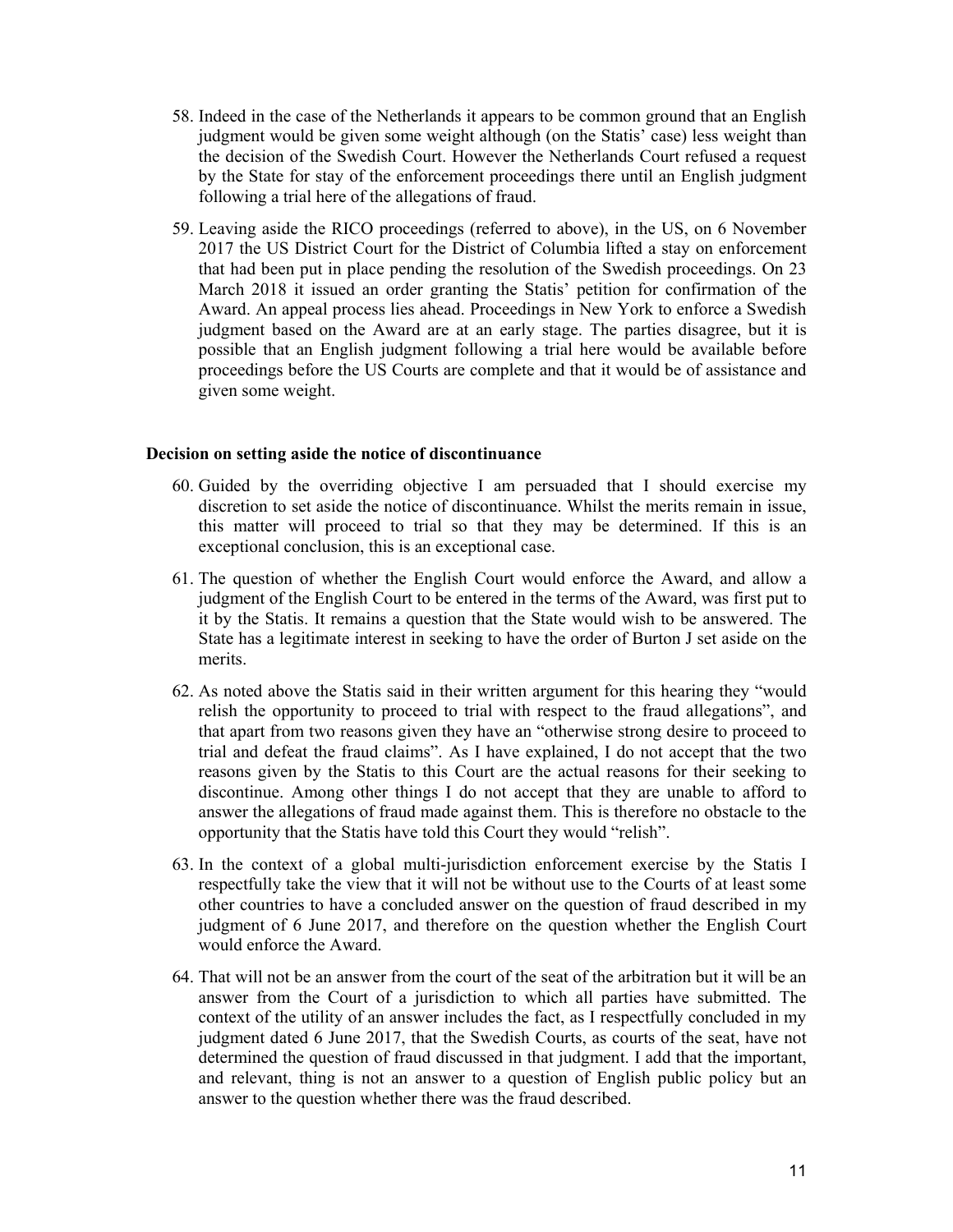58. Indeed in the case of the Netherlands it appears to be common ground that an English judgment would be given some weight although (on the Statis' case) less weight than the decision of the Swedish Court. However the Netherlands Court refused a request by the State for stay of the enforcement proceedings there until an English judgment following a trial here of the allegations of fraud.

59. Leaving aside the RICO proceedings (referred to above), in the US, on 6 November 2017 the US District Court for the District of Columbia lifted a stay on enforcement that had been put in place pending the resolution of the Swedish proceedings. On 23 March 2018 it issued an order granting the Statis' petition for confirmation of the Award. An appeal process lies ahead. Proceedings in New York to enforce a Swedish judgment based on the Award are at an early stage. The parties disagree, but it is possible that an English judgment following a trial here would be available before proceedings before the US Courts are complete and that it would be of assistance and given some weight.

### Decision on setting aside the notice of discontinuance

60. Guided by the overriding objective I am persuaded that I should exercise my discretion to set aside the notice of discontinuance. Whilst the merits remain in issue, this matter will proceed to trial so that they may be determined. If this is an exceptional conclusion, this is an exceptional case.

61. The question of whether the English Court would enforce the Award, and allow a judgment of the English Court to be entered in the terms of the Award, was first put to it by the Statis. It remains a question that the State would wish to be answered. The State has a legitimate interest in seeking to have the order of Burton J set aside on the merits.

62. As noted above the Statis said in their written argument for this hearing they "would relish the opportunity to proceed to trial with respect to the fraud allegations", and that apart from two reasons given they have an "otherwise strong desire to proceed to trial and defeat the fraud claims". As I have explained, I do not accept that the two reasons given by the Statis to this Court are the actual reasons for their seeking to discontinue. Among other things I do not accept that they are unable to afford to answer the allegations of fraud made against them. This is therefore no obstacle to the opportunity that the Statis have told this Court they would "relish".

63. In the context of a global multi-jurisdiction enforcement exercise by the Statis I respectfully take the view that it will not be without use to the Courts of at least some other countries to have a concluded answer on the question of fraud described in my judgment of 6 June 2017, and therefore on the question whether the English Court would enforce the Award.

64. That will not be an answer from the court of the seat of the arbitration but it will be an answer from the Court of a jurisdiction to which all parties have submitted. The context of the utility of an answer includes the fact, as I respectfully concluded in my judgment dated 6 June 2017, that the Swedish Courts, as courts of the seat, have not determined the question of fraud discussed in that judgment. I add that the important, and relevant, thing is not an answer to a question of English public policy but an answer to the question whether there was the fraud described.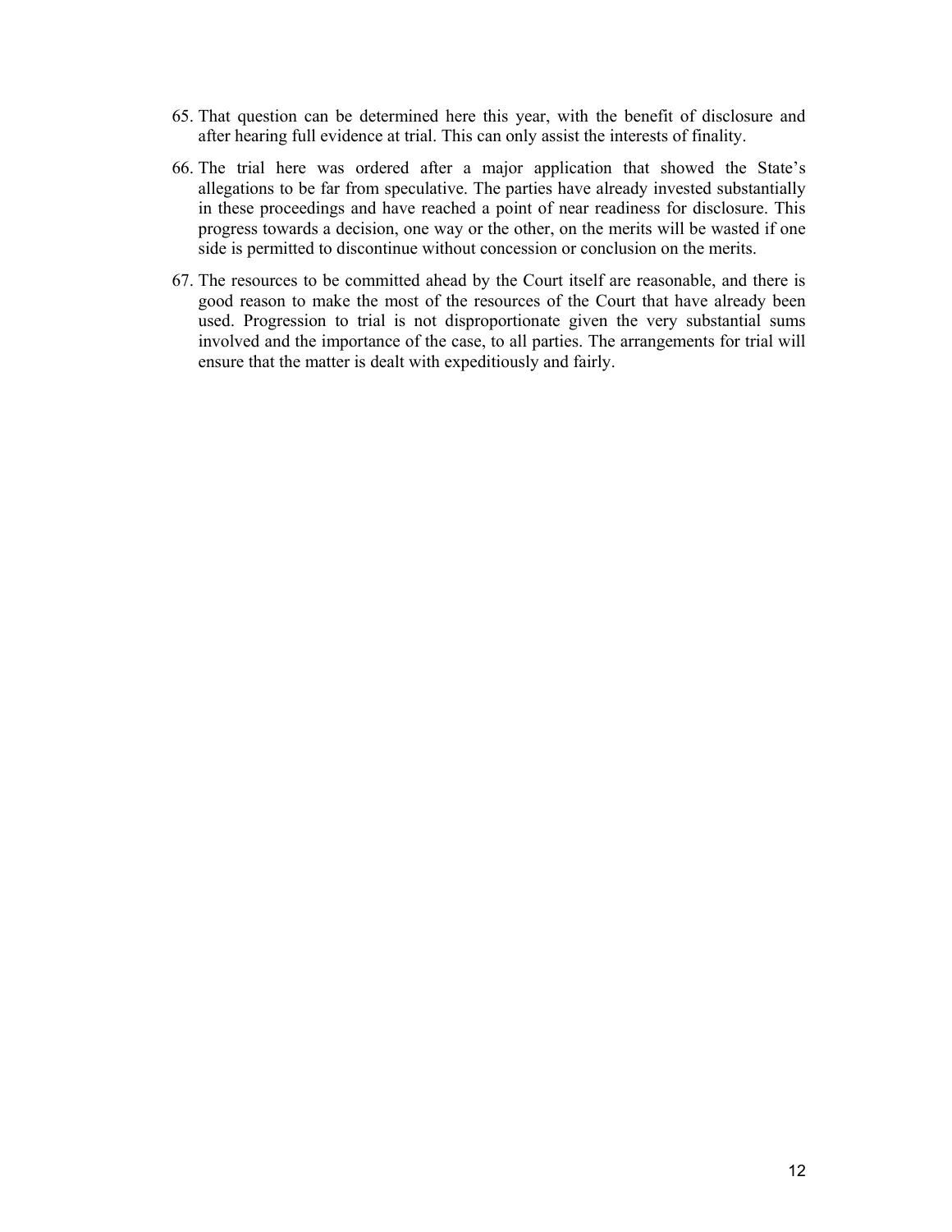65. That question can be determined here this year, with the benefit of disclosure and after hearing full evidence at trial. This can only assist the interests of finality.

66. The trial here was ordered after a major application that showed the State's allegations to be far from speculative. The parties have already invested substantially in these proceedings and have reached a point of near readiness for disclosure. This progress towards a decision, one way or the other, on the merits will be wasted if one side is permitted to discontinue without concession or conclusion on the merits.

67. The resources to be committed ahead by the Court itself are reasonable, and there is good reason to make the most of the resources of the Court that have already been used. Progression to trial is not disproportionate given the very substantial sums involved and the importance of the case, to all parties. The arrangements for trial will ensure that the matter is dealt with expeditiously and fairly.